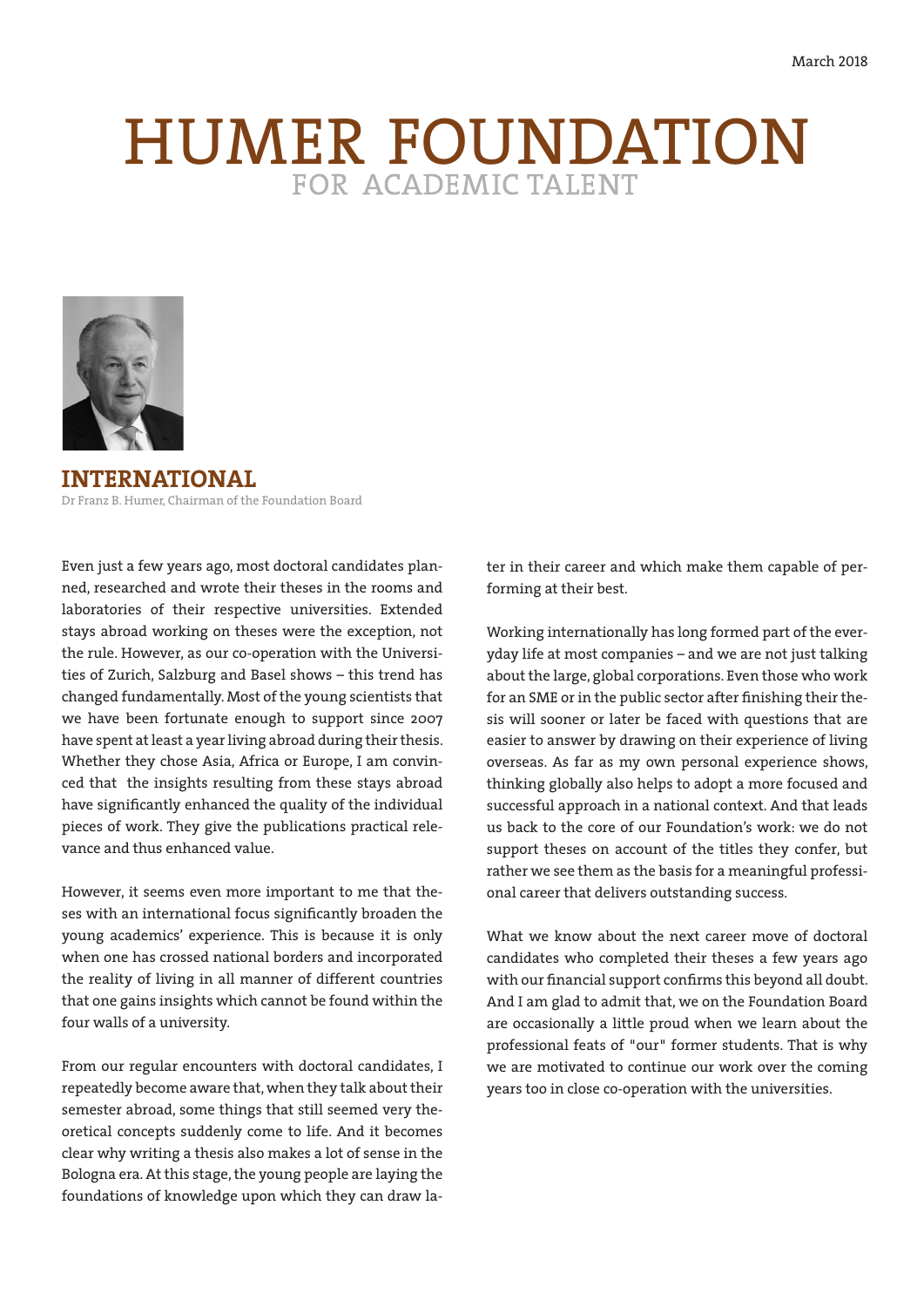March 2018

# HUMER FOUNDATION
FOR ACADEMIC TALENT

## INTERNATIONAL

Dr Franz B. Humer, Chairman of the Foundation Board

Even just a few years ago, most doctoral candidates planned, researched and wrote their theses in the rooms and laboratories of their respective universities. Extended stays abroad working on theses were the exception, not the rule. However, as our co-operation with the Universities of Zurich, Salzburg and Basel shows – this trend has changed fundamentally. Most of the young scientists that we have been fortunate enough to support since 2007 have spent at least a year living abroad during their thesis. Whether they chose Asia, Africa or Europe, I am convinced that the insights resulting from these stays abroad have significantly enhanced the quality of the individual pieces of work. They give the publications practical relevance and thus enhanced value.

However, it seems even more important to me that theses with an international focus significantly broaden the young academics' experience. This is because it is only when one has crossed national borders and incorporated the reality of living in all manner of different countries that one gains insights which cannot be found within the four walls of a university.

From our regular encounters with doctoral candidates, I repeatedly become aware that, when they talk about their semester abroad, some things that still seemed very theoretical concepts suddenly come to life. And it becomes clear why writing a thesis also makes a lot of sense in the Bologna era. At this stage, the young people are laying the foundations of knowledge upon which they can draw later in their career and which make them capable of performing at their best.

Working internationally has long formed part of the everyday life at most companies – and we are not just talking about the large, global corporations. Even those who work for an SME or in the public sector after finishing their thesis will sooner or later be faced with questions that are easier to answer by drawing on their experience of living overseas. As far as my own personal experience shows, thinking globally also helps to adopt a more focused and successful approach in a national context. And that leads us back to the core of our Foundation's work: we do not support theses on account of the titles they confer, but rather we see them as the basis for a meaningful professional career that delivers outstanding success.

What we know about the next career move of doctoral candidates who completed their theses a few years ago with our financial support confirms this beyond all doubt. And I am glad to admit that, we on the Foundation Board are occasionally a little proud when we learn about the professional feats of "our" former students. That is why we are motivated to continue our work over the coming years too in close co-operation with the universities.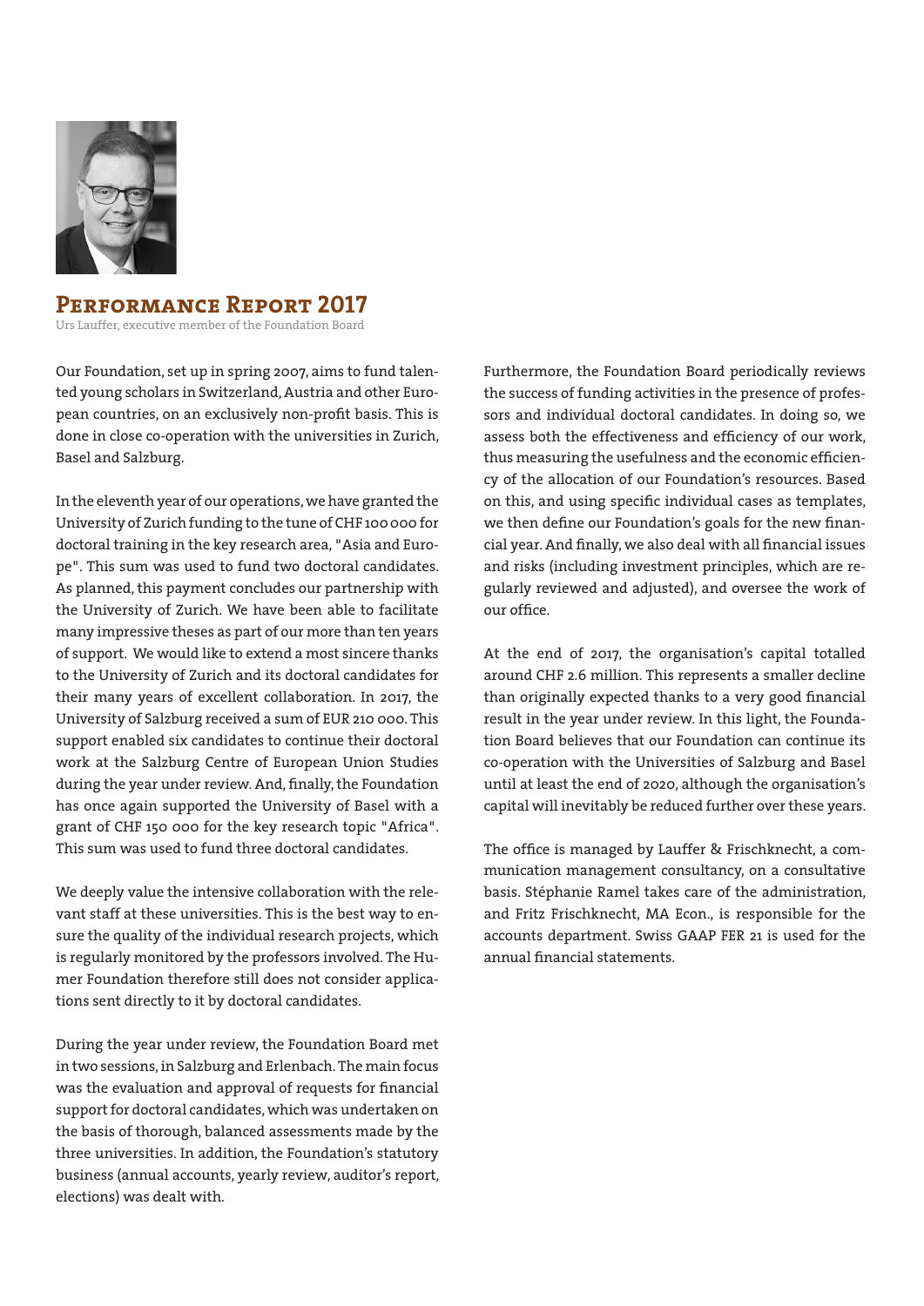## Performance Report 2017

Urs Lauffer, executive member of the Foundation Board

Our Foundation, set up in spring 2007, aims to fund talented young scholars in Switzerland, Austria and other European countries, on an exclusively non-profit basis. This is done in close co-operation with the universities in Zurich, Basel and Salzburg.

In the eleventh year of our operations, we have granted the University of Zurich funding to the tune of CHF 100 000 for doctoral training in the key research area, "Asia and Europe". This sum was used to fund two doctoral candidates. As planned, this payment concludes our partnership with the University of Zurich. We have been able to facilitate many impressive theses as part of our more than ten years of support. We would like to extend a most sincere thanks to the University of Zurich and its doctoral candidates for their many years of excellent collaboration. In 2017, the University of Salzburg received a sum of EUR 210 000. This support enabled six candidates to continue their doctoral work at the Salzburg Centre of European Union Studies during the year under review. And, finally, the Foundation has once again supported the University of Basel with a grant of CHF 150 000 for the key research topic "Africa". This sum was used to fund three doctoral candidates.

We deeply value the intensive collaboration with the relevant staff at these universities. This is the best way to ensure the quality of the individual research projects, which is regularly monitored by the professors involved. The Humer Foundation therefore still does not consider applications sent directly to it by doctoral candidates.

During the year under review, the Foundation Board met in two sessions, in Salzburg and Erlenbach. The main focus was the evaluation and approval of requests for financial support for doctoral candidates, which was undertaken on the basis of thorough, balanced assessments made by the three universities. In addition, the Foundation's statutory business (annual accounts, yearly review, auditor's report, elections) was dealt with.

Furthermore, the Foundation Board periodically reviews the success of funding activities in the presence of professors and individual doctoral candidates. In doing so, we assess both the effectiveness and efficiency of our work, thus measuring the usefulness and the economic efficiency of the allocation of our Foundation's resources. Based on this, and using specific individual cases as templates, we then define our Foundation's goals for the new financial year. And finally, we also deal with all financial issues and risks (including investment principles, which are regularly reviewed and adjusted), and oversee the work of our office.

At the end of 2017, the organisation's capital totalled around CHF 2.6 million. This represents a smaller decline than originally expected thanks to a very good financial result in the year under review. In this light, the Foundation Board believes that our Foundation can continue its co-operation with the Universities of Salzburg and Basel until at least the end of 2020, although the organisation's capital will inevitably be reduced further over these years.

The office is managed by Lauffer & Frischknecht, a communication management consultancy, on a consultative basis. Stéphanie Ramel takes care of the administration, and Fritz Frischknecht, MA Econ., is responsible for the accounts department. Swiss GAAP FER 21 is used for the annual financial statements.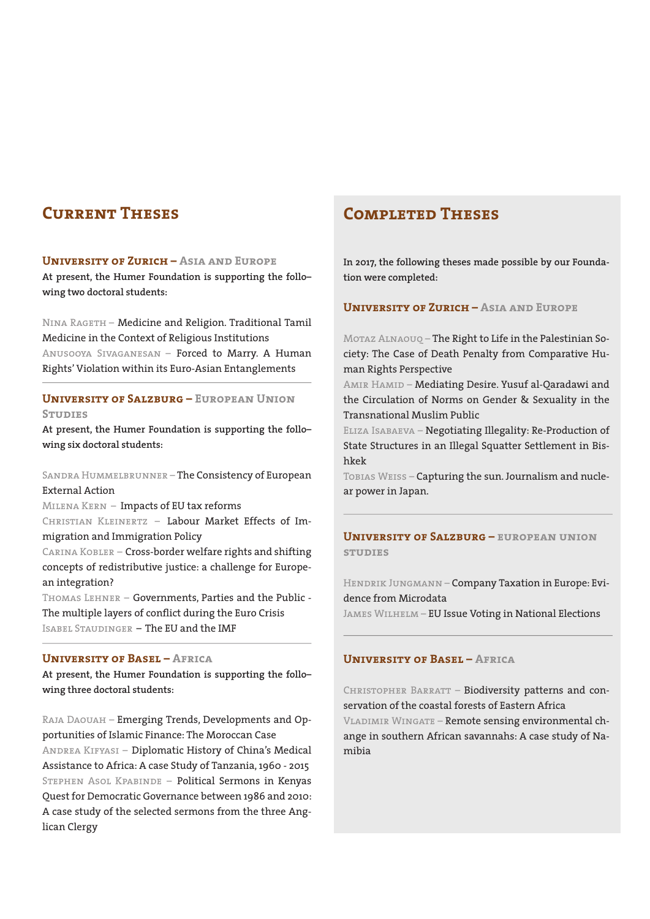# Current Theses

### University of Zurich – Asia and Europe

**At present, the Humer Foundation is supporting the following two doctoral students:**

Nina Rageth – Medicine and Religion. Traditional Tamil Medicine in the Context of Religious Institutions
Anusooya Sivaganesan – Forced to Marry. A Human Rights' Violation within its Euro-Asian Entanglements

### University of Salzburg – European Union Studies

**At present, the Humer Foundation is supporting the following six doctoral students:**

Sandra Hummelbrunner – The Consistency of European External Action
Milena Kern – Impacts of EU tax reforms
Christian Kleinertz – Labour Market Effects of Immigration and Immigration Policy
Carina Kobler – Cross-border welfare rights and shifting concepts of redistributive justice: a challenge for European integration?
Thomas Lehner – Governments, Parties and the Public - The multiple layers of conflict during the Euro Crisis
Isabel Staudinger – The EU and the IMF

### University of Basel – Africa

**At present, the Humer Foundation is supporting the following three doctoral students:**

Raja Daouah – Emerging Trends, Developments and Opportunities of Islamic Finance: The Moroccan Case
Andrea Kifyasi – Diplomatic History of China's Medical Assistance to Africa: A case Study of Tanzania, 1960 - 2015
Stephen Asol Kpabinde – Political Sermons in Kenyas Quest for Democratic Governance between 1986 and 2010: A case study of the selected sermons from the three Anglican Clergy

# Completed Theses

**In 2017, the following theses made possible by our Foundation were completed:**

### University of Zurich – Asia and Europe

Motaz Alnaouq – The Right to Life in the Palestinian Society: The Case of Death Penalty from Comparative Human Rights Perspective
Amir Hamid – Mediating Desire. Yusuf al-Qaradawi and the Circulation of Norms on Gender & Sexuality in the Transnational Muslim Public
Eliza Isabaeva – Negotiating Illegality: Re-Production of State Structures in an Illegal Squatter Settlement in Bishkek
Tobias Weiss – Capturing the sun. Journalism and nuclear power in Japan.

### University of Salzburg – european union studies

Hendrik Jungmann – Company Taxation in Europe: Evidence from Microdata
James Wilhelm – EU Issue Voting in National Elections

### University of Basel – Africa

Christopher Barratt – Biodiversity patterns and conservation of the coastal forests of Eastern Africa
Vladimir Wingate – Remote sensing environmental change in southern African savannahs: A case study of Namibia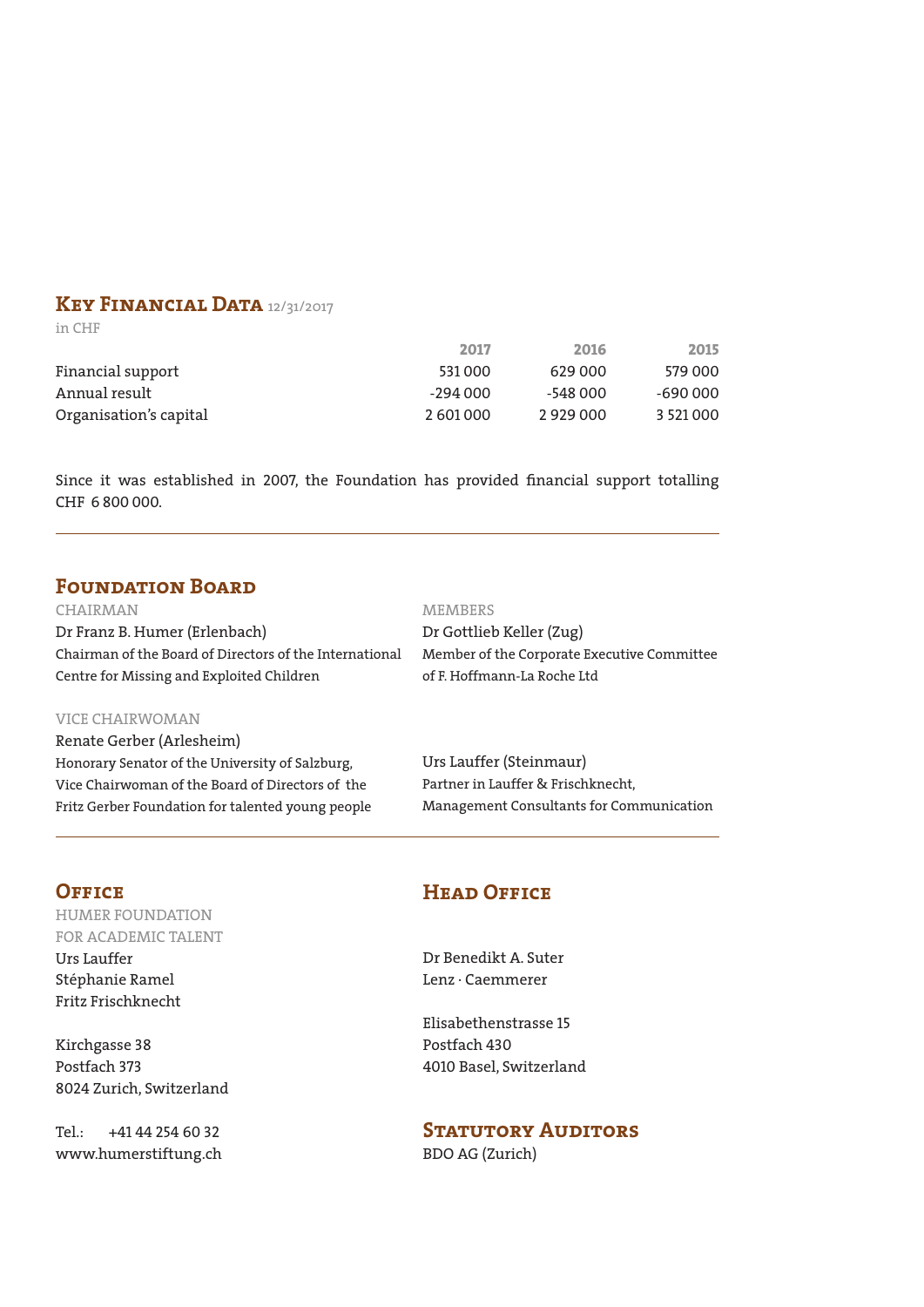## Key Financial Data 12/31/2017

in CHF

| | 2017 | 2016 | 2015 |
|---|---|---|---|
| Financial support | 531 000 | 629 000 | 579 000 |
| Annual result | -294 000 | -548 000 | -690 000 |
| Organisation's capital | 2 601 000 | 2 929 000 | 3 521 000 |

Since it was established in 2007, the Foundation has provided financial support totalling CHF 6 800 000.

---

## Foundation Board

CHAIRMAN

Dr Franz B. Humer (Erlenbach)
Chairman of the Board of Directors of the International Centre for Missing and Exploited Children

VICE CHAIRWOMAN

Renate Gerber (Arlesheim)
Honorary Senator of the University of Salzburg, Vice Chairwoman of the Board of Directors of the Fritz Gerber Foundation for talented young people

MEMBERS

Dr Gottlieb Keller (Zug)
Member of the Corporate Executive Committee of F. Hoffmann-La Roche Ltd

Urs Lauffer (Steinmaur)
Partner in Lauffer & Frischknecht, Management Consultants for Communication

---

## Office

HUMER FOUNDATION
FOR ACADEMIC TALENT

Urs Lauffer
Stéphanie Ramel
Fritz Frischknecht

Kirchgasse 38
Postfach 373
8024 Zurich, Switzerland

Tel.: +41 44 254 60 32
www.humerstiftung.ch

## Head Office

Dr Benedikt A. Suter
Lenz · Caemmerer

Elisabethenstrasse 15
Postfach 430
4010 Basel, Switzerland

## Statutory Auditors

BDO AG (Zurich)